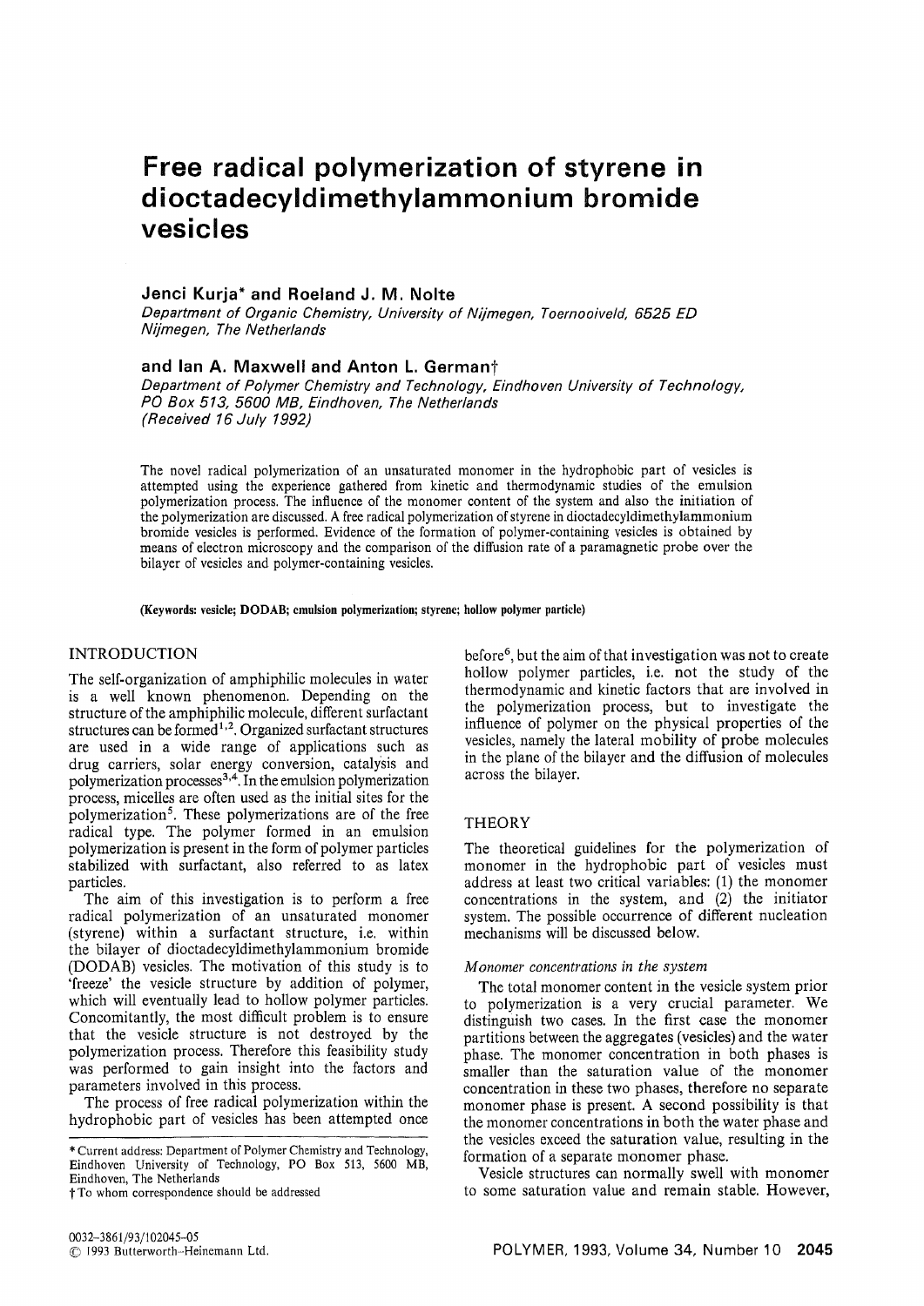# Free radical polymerization of styrene in dioctadecyldimethylammonium bromide vesicles

**Jenci Kurja\* and Roeland J. M. Nolte**

*Department of Organic Chemistry, University of Nijmegen, Toernooiveld, 6525 ED Nijmegen, The Netherlands*

**and Ian A. Maxwell and Anton L. German†**

*Department of Polymer Chemistry and Technology, Eindhoven University of Technology, PO Box 513, 5600 MB, Eindhoven, The Netherlands*
*(Received 16 July 1992)*

The novel radical polymerization of an unsaturated monomer in the hydrophobic part of vesicles is attempted using the experience gathered from kinetic and thermodynamic studies of the emulsion polymerization process. The influence of the monomer content of the system and also the initiation of the polymerization are discussed. A free radical polymerization of styrene in dioctadecyldimethylammonium bromide vesicles is performed. Evidence of the formation of polymer-containing vesicles is obtained by means of electron microscopy and the comparison of the diffusion rate of a paramagnetic probe over the bilayer of vesicles and polymer-containing vesicles.

**(Keywords: vesicle; DODAB; emulsion polymerization; styrene; hollow polymer particle)**

## INTRODUCTION

The self-organization of amphiphilic molecules in water is a well known phenomenon. Depending on the structure of the amphiphilic molecule, different surfactant structures can be formed[1,2]. Organized surfactant structures are used in a wide range of applications such as drug carriers, solar energy conversion, catalysis and polymerization processes[3,4]. In the emulsion polymerization process, micelles are often used as the initial sites for the polymerization[5]. These polymerizations are of the free radical type. The polymer formed in an emulsion polymerization is present in the form of polymer particles stabilized with surfactant, also referred to as latex particles.

The aim of this investigation is to perform a free radical polymerization of an unsaturated monomer (styrene) within a surfactant structure, i.e. within the bilayer of dioctadecyldimethylammonium bromide (DODAB) vesicles. The motivation of this study is to 'freeze' the vesicle structure by addition of polymer, which will eventually lead to hollow polymer particles. Concomitantly, the most difficult problem is to ensure that the vesicle structure is not destroyed by the polymerization process. Therefore this feasibility study was performed to gain insight into the factors and parameters involved in this process.

The process of free radical polymerization within the hydrophobic part of vesicles has been attempted once before[6], but the aim of that investigation was not to create hollow polymer particles, i.e. not the study of the thermodynamic and kinetic factors that are involved in the polymerization process, but to investigate the influence of polymer on the physical properties of the vesicles, namely the lateral mobility of probe molecules in the plane of the bilayer and the diffusion of molecules across the bilayer.

\* Current address: Department of Polymer Chemistry and Technology, Eindhoven University of Technology, PO Box 513, 5600 MB, Eindhoven, The Netherlands

† To whom correspondence should be addressed

## THEORY

The theoretical guidelines for the polymerization of monomer in the hydrophobic part of vesicles must address at least two critical variables: (1) the monomer concentrations in the system, and (2) the initiator system. The possible occurrence of different nucleation mechanisms will be discussed below.

### *Monomer concentrations in the system*

The total monomer content in the vesicle system prior to polymerization is a very crucial parameter. We distinguish two cases. In the first case the monomer partitions between the aggregates (vesicles) and the water phase. The monomer concentration in both phases is smaller than the saturation value of the monomer concentration in these two phases, therefore no separate monomer phase is present. A second possibility is that the monomer concentrations in both the water phase and the vesicles exceed the saturation value, resulting in the formation of a separate monomer phase.

Vesicle structures can normally swell with monomer to some saturation value and remain stable. However,

0032-3861/93/102045-05
© 1993 Butterworth-Heinemann Ltd.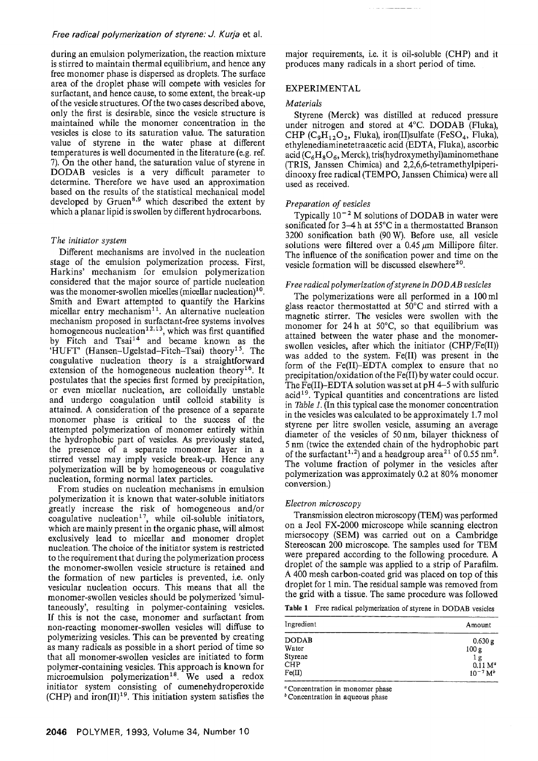during an emulsion polymerization, the reaction mixture is stirred to maintain thermal equilibrium, and hence any free monomer phase is dispersed as droplets. The surface area of the droplet phase will compete with vesicles for surfactant, and hence cause, to some extent, the break-up of the vesicle structures. Of the two cases described above, only the first is desirable, since the vesicle structure is maintained while the monomer concentration in the vesicles is close to its saturation value. The saturation value of styrene in the water phase at different temperatures is well documented in the literature (e.g. ref. 7). On the other hand, the saturation value of styrene in DODAB vesicles is a very difficult parameter to determine. Therefore we have used an approximation based on the results of the statistical mechanical model developed by Gruen[8,9] which described the extent by which a planar lipid is swollen by different hydrocarbons.

### *The initiator system*

Different mechanisms are involved in the nucleation stage of the emulsion polymerization process. First, Harkins' mechanism for emulsion polymerization considered that the major source of particle nucleation was the monomer-swollen micelles (micellar nucleation)[10]. Smith and Ewart attempted to quantify the Harkins micellar entry mechanism[11]. An alternative nucleation mechanism proposed in surfactant-free systems involves homogeneous nucleation[12,13], which was first quantified by Fitch and Tsai[14] and became known as the 'HUFT' (Hansen–Ugelstad–Fitch–Tsai) theory[15]. The coagulative nucleation theory is a straightforward extension of the homogeneous nucleation theory[16]. It postulates that the species first formed by precipitation, or even micellar nucleation, are colloidally unstable and undergo coagulation until colloid stability is attained. A consideration of the presence of a separate monomer phase is critical to the success of the attempted polymerization of monomer entirely within the hydrophobic part of vesicles. As previously stated, the presence of a separate monomer layer in a stirred vessel may imply vesicle break-up. Hence any polymerization will be by homogeneous or coagulative nucleation, forming normal latex particles.

From studies on nucleation mechanisms in emulsion polymerization it is known that water-soluble initiators greatly increase the risk of homogeneous and/or coagulative nucleation[17], while oil-soluble initiators, which are mainly present in the organic phase, will almost exclusively lead to micellar and monomer droplet nucleation. The choice of the initiator system is restricted to the requirement that during the polymerization process the monomer-swollen vesicle structure is retained and the formation of new particles is prevented, i.e. only vesicular nucleation occurs. This means that all the monomer-swollen vesicles should be polymerized 'simultaneously', resulting in polymer-containing vesicles. If this is not the case, monomer and surfactant from non-reacting monomer-swollen vesicles will diffuse to polymerizing vesicles. This can be prevented by creating as many radicals as possible in a short period of time so that all monomer-swollen vesicles are initiated to form polymer-containing vesicles. This approach is known for microemulsion polymerization[18]. We used a redox initiator system consisting of cumenehydroperoxide (CHP) and iron(II)[19]. This initiation system satisfies the major requirements, i.e. it is oil-soluble (CHP) and it produces many radicals in a short period of time.

## EXPERIMENTAL

### *Materials*

Styrene (Merck) was distilled at reduced pressure under nitrogen and stored at 4°C. DODAB (Fluka), CHP ($C_9H_{12}O_2$, Fluka), iron(II)sulfate ($FeSO_4$, Fluka), ethylenediaminetetraacetic acid (EDTA, Fluka), ascorbic acid ($C_6H_8O_6$, Merck), tris(hydroxymethyl)aminomethane (TRIS, Janssen Chimica) and 2,2,6,6-tetramethylpiperidinooxy free radical (TEMPO, Janssen Chimica) were all used as received.

### *Preparation of vesicles*

Typically $10^{-2}$ M solutions of DODAB in water were sonificated for 3–4 h at 55°C in a thermostatted Branson 3200 sonification bath (90 W). Before use, all vesicle solutions were filtered over a 0.45 $\mu$m Millipore filter. The influence of the sonification power and time on the vesicle formation will be discussed elsewhere[20].

### *Free radical polymerization of styrene in DODAB vesicles*

The polymerizations were all performed in a 100 ml glass reactor thermostatted at 50°C and stirred with a magnetic stirrer. The vesicles were swollen with the monomer for 24 h at 50°C, so that equilibrium was attained between the water phase and the monomer-swollen vesicles, after which the initiator (CHP/Fe(II)) was added to the system. Fe(II) was present in the form of the Fe(II)–EDTA complex to ensure that no precipitation/oxidation of the Fe(II) by water could occur. The Fe(II)–EDTA solution was set at pH 4–5 with sulfuric acid[19]. Typical quantities and concentrations are listed in *Table 1*. (In this typical case the monomer concentration in the vesicles was calculated to be approximately 1.7 mol styrene per litre swollen vesicle, assuming an average diameter of the vesicles of 50 nm, bilayer thickness of 5 nm (twice the extended chain of the hydrophobic part of the surfactant[1,2]) and a headgroup area[21] of 0.55 nm². The volume fraction of polymer in the vesicles after polymerization was approximately 0.2 at 80% monomer conversion.)

### *Electron microscopy*

Transmission electron microscopy (TEM) was performed on a Jeol FX-2000 microscope while scanning electron micrsocopy (SEM) was carried out on a Cambridge Stereoscan 200 microscope. The samples used for TEM were prepared according to the following procedure. A droplet of the sample was applied to a strip of Parafilm. A 400 mesh carbon-coated grid was placed on top of this droplet for 1 min. The residual sample was removed from the grid with a tissue. The same procedure was followed

**Table 1** Free radical polymerization of styrene in DODAB vesicles

| Ingredient | Amount |
|---|---|
| DODAB | 0.630 g |
| Water | 100 g |
| Styrene | 1 g |
| CHP | 0.11 M[a] |
| Fe(II) | $10^{-7}$ M[b] |

[a] Concentration in monomer phase

[b] Concentration in aqueous phase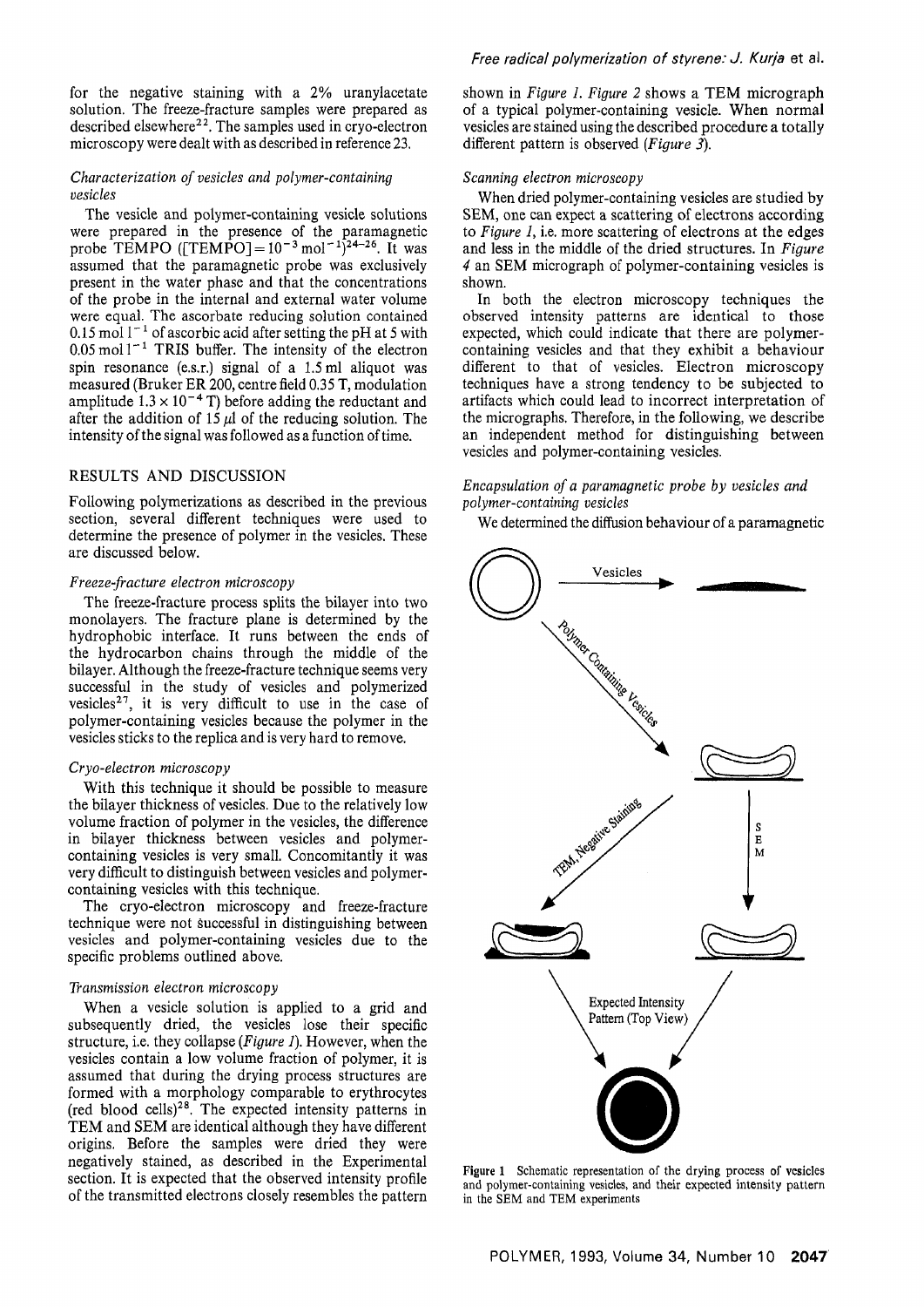for the negative staining with a 2% uranylacetate solution. The freeze-fracture samples were prepared as described elsewhere[22]. The samples used in cryo-electron microscopy were dealt with as described in reference 23.

### *Characterization of vesicles and polymer-containing vesicles*

The vesicle and polymer-containing vesicle solutions were prepared in the presence of the paramagnetic probe TEMPO ([TEMPO] $= 10^{-3}$ mol $l^{-1}$)[24–26]. It was assumed that the paramagnetic probe was exclusively present in the water phase and that the concentrations of the probe in the internal and external water volume were equal. The ascorbate reducing solution contained 0.15 mol $l^{-1}$ of ascorbic acid after setting the pH at 5 with 0.05 mol $l^{-1}$ TRIS buffer. The intensity of the electron spin resonance (e.s.r.) signal of a 1.5 ml aliquot was measured (Bruker ER 200, centre field 0.35 T, modulation amplitude $1.3 \times 10^{-4}$ T) before adding the reductant and after the addition of 15 $\mu$l of the reducing solution. The intensity of the signal was followed as a function of time.

## RESULTS AND DISCUSSION

Following polymerizations as described in the previous section, several different techniques were used to determine the presence of polymer in the vesicles. These are discussed below.

### *Freeze-fracture electron microscopy*

The freeze-fracture process splits the bilayer into two monolayers. The fracture plane is determined by the hydrophobic interface. It runs between the ends of the hydrocarbon chains through the middle of the bilayer. Although the freeze-fracture technique seems very successful in the study of vesicles and polymerized vesicles[27], it is very difficult to use in the case of polymer-containing vesicles because the polymer in the vesicles sticks to the replica and is very hard to remove.

### *Cryo-electron microscopy*

With this technique it should be possible to measure the bilayer thickness of vesicles. Due to the relatively low volume fraction of polymer in the vesicles, the difference in bilayer thickness between vesicles and polymer-containing vesicles is very small. Concomitantly it was very difficult to distinguish between vesicles and polymer-containing vesicles with this technique.

The cryo-electron microscopy and freeze-fracture technique were not successful in distinguishing between vesicles and polymer-containing vesicles due to the specific problems outlined above.

### *Transmission electron microscopy*

When a vesicle solution is applied to a grid and subsequently dried, the vesicles lose their specific structure, i.e. they collapse (*Figure 1*). However, when the vesicles contain a low volume fraction of polymer, it is assumed that during the drying process structures are formed with a morphology comparable to erythrocytes (red blood cells)[28]. The expected intensity patterns in TEM and SEM are identical although they have different origins. Before the samples were dried they were negatively stained, as described in the Experimental section. It is expected that the observed intensity profile of the transmitted electrons closely resembles the pattern shown in *Figure 1*. *Figure 2* shows a TEM micrograph of a typical polymer-containing vesicle. When normal vesicles are stained using the described procedure a totally different pattern is observed (*Figure 3*).

### *Scanning electron microscopy*

When dried polymer-containing vesicles are studied by SEM, one can expect a scattering of electrons according to *Figure 1*, i.e. more scattering of electrons at the edges and less in the middle of the dried structures. In *Figure 4* an SEM micrograph of polymer-containing vesicles is shown.

In both the electron microscopy techniques the observed intensity patterns are identical to those expected, which could indicate that there are polymer-containing vesicles and that they exhibit a behaviour different to that of vesicles. Electron microscopy techniques have a strong tendency to be subjected to artifacts which could lead to incorrect interpretation of the micrographs. Therefore, in the following, we describe an independent method for distinguishing between vesicles and polymer-containing vesicles.

### *Encapsulation of a paramagnetic probe by vesicles and polymer-containing vesicles*

We determined the diffusion behaviour of a paramagnetic

Vesicles

Polymer Containing Vesicles

TEM, Negative Staining

S E M

Expected Intensity Pattern (Top View)

**Figure 1** Schematic representation of the drying process of vesicles and polymer-containing vesicles, and their expected intensity pattern in the SEM and TEM experiments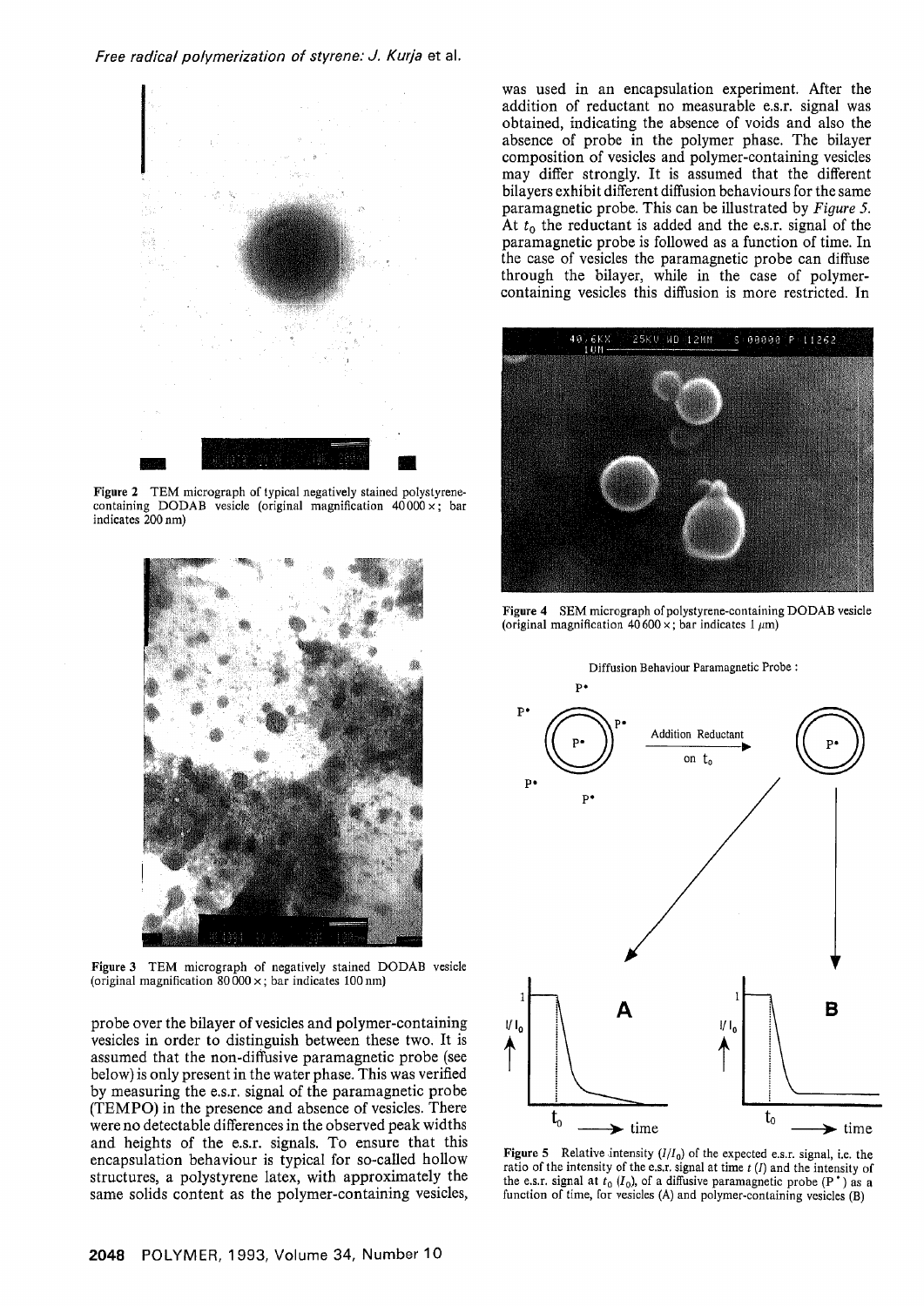Figure 2 TEM micrograph of typical negatively stained polystyrene-containing DODAB vesicle (original magnification 40000×; bar indicates 200 nm)

Figure 3 TEM micrograph of negatively stained DODAB vesicle (original magnification 80000×; bar indicates 100 nm)

probe over the bilayer of vesicles and polymer-containing vesicles in order to distinguish between these two. It is assumed that the non-diffusive paramagnetic probe (see below) is only present in the water phase. This was verified by measuring the e.s.r. signal of the paramagnetic probe (TEMPO) in the presence and absence of vesicles. There were no detectable differences in the observed peak widths and heights of the e.s.r. signals. To ensure that this encapsulation behaviour is typical for so-called hollow structures, a polystyrene latex, with approximately the same solids content as the polymer-containing vesicles, was used in an encapsulation experiment. After the addition of reductant no measurable e.s.r. signal was obtained, indicating the absence of voids and also the absence of probe in the polymer phase. The bilayer composition of vesicles and polymer-containing vesicles may differ strongly. It is assumed that the different bilayers exhibit different diffusion behaviours for the same paramagnetic probe. This can be illustrated by *Figure 5*. At $t_0$ the reductant is added and the e.s.r. signal of the paramagnetic probe is followed as a function of time. In the case of vesicles the paramagnetic probe can diffuse through the bilayer, while in the case of polymer-containing vesicles this diffusion is more restricted. In

Figure 4 SEM micrograph of polystyrene-containing DODAB vesicle (original magnification 40600×; bar indicates 1 μm)

Diffusion Behaviour Paramagnetic Probe :

P•

Addition Reductant

on $t_0$

A

B

$I/I_0$

1

$t_0$

time

Figure 5 Relative intensity ($I/I_0$) of the expected e.s.r. signal, i.e. the ratio of the intensity of the e.s.r. signal at time $t$ ($I$) and the intensity of the e.s.r. signal at $t_0$ ($I_0$), of a diffusive paramagnetic probe ($P^{\bullet}$) as a function of time, for vesicles (A) and polymer-containing vesicles (B)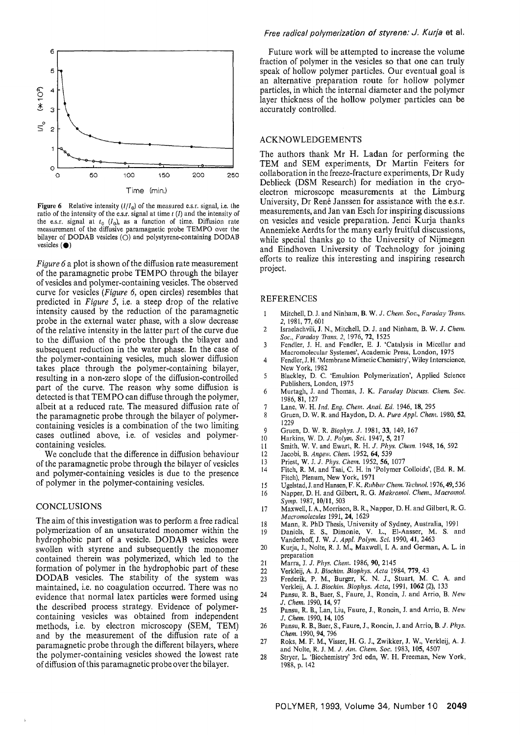6

5

4

3

2

1

0

$I/I_0$ (*10²)

0 50 100 150 200 250

Time (min.)

**Figure 6** Relative intensity ($I/I_0$) of the measured e.s.r. signal, i.e. the ratio of the intensity of the e.s.r. signal at time $t$ ($I$) and the intensity of the e.s.r. signal at $t_0$ ($I_0$), as a function of time. Diffusion rate measurement of the diffusive paramagnetic probe TEMPO over the bilayer of DODAB vesicles (○) and polystyrene-containing DODAB vesicles (●)

*Figure 6* a plot is shown of the diffusion rate measurement of the paramagnetic probe TEMPO through the bilayer of vesicles and polymer-containing vesicles. The observed curve for vesicles (*Figure 6*, open circles) resembles that predicted in *Figure 5*, i.e. a steep drop of the relative intensity caused by the reduction of the paramagnetic probe in the external water phase, with a slow decrease of the relative intensity in the latter part of the curve due to the diffusion of the probe through the bilayer and subsequent reduction in the water phase. In the case of the polymer-containing vesicles, much slower diffusion takes place through the polymer-containing bilayer, resulting in a non-zero slope of the diffusion-controlled part of the curve. The reason why some diffusion is detected is that TEMPO can diffuse through the polymer, albeit at a reduced rate. The measured diffusion rate of the paramagnetic probe through the bilayer of polymer-containing vesicles is a combination of the two limiting cases outlined above, i.e. of vesicles and polymer-containing vesicles.

We conclude that the difference in diffusion behaviour of the paramagnetic probe through the bilayer of vesicles and polymer-containing vesicles is due to the presence of polymer in the polymer-containing vesicles.

## CONCLUSIONS

The aim of this investigation was to perform a free radical polymerization of an unsaturated monomer within the hydrophobic part of a vesicle. DODAB vesicles were swollen with styrene and subsequently the monomer contained therein was polymerized, which led to the formation of polymer in the hydrophobic part of these DODAB vesicles. The stability of the system was maintained, i.e. no coagulation occurred. There was no evidence that normal latex particles were formed using the described process strategy. Evidence of polymer-containing vesicles was obtained from independent methods, i.e. by electron microscopy (SEM, TEM) and by the measurement of the diffusion rate of a paramagnetic probe through the different bilayers, where the polymer-containing vesicles showed the lowest rate of diffusion of this paramagnetic probe over the bilayer.

Future work will be attempted to increase the volume fraction of polymer in the vesicles so that one can truly speak of hollow polymer particles. Our eventual goal is an alternative preparation route for hollow polymer particles, in which the internal diameter and the polymer layer thickness of the hollow polymer particles can be accurately controlled.

## ACKNOWLEDGEMENTS

The authors thank Mr H. Ladan for performing the TEM and SEM experiments, Dr Martin Feiters for collaboration in the freeze-fracture experiments, Dr Rudy Deblieck (DSM Research) for mediation in the cryo-electron microscope measurements at the Limburg University, Dr René Janssen for assistance with the e.s.r. measurements, and Jan van Esch for inspiring discussions on vesicles and vesicle preparation. Jenci Kurja thanks Annemieke Aerdts for the many early fruitful discussions, while special thanks go to the University of Nijmegen and Eindhoven University of Technology for joining efforts to realize this interesting and inspiring research project.

## REFERENCES

1. Mitchell, D. J. and Ninham, B. W. *J. Chem. Soc., Faraday Trans. 2*, 1981, **77**, 601
2. Israelachvili, J. N., Mitchell, D. J. and Ninham, B. W. *J. Chem. Soc., Faraday Trans. 2*, 1976, **72**, 1525
3. Fendler, J. H. and Fendler, E. J. 'Catalysis in Micellar and Macromolecular Systemes', Academic Press, London, 1975
4. Fendler, J. H. 'Membrane Mimetic Chemistry', Wiley Interscience, New York, 1982
5. Blackley, D. C. 'Emulsion Polymerization', Applied Science Publishers, London, 1975
6. Murtagh, J. and Thomas, J. K. *Faraday Discuss. Chem. Soc.* 1986, **81**, 127
7. Lane, W. H. *Ind. Eng. Chem. Anal. Ed.* 1946, **18**, 295
8. Gruen, D. W. R. and Haydon, D. A. *Pure Appl. Chem.* 1980, **52**, 1229
9. Gruen, D. W. R. *Biophys. J.* 1981, **33**, 149, 167
10. Harkins, W. D. *J. Polym. Sci.* 1947, **5**, 217
11. Smith, W. V. and Ewart, R. H. *J. Phys. Chem.* 1948, **16**, 592
12. Jacobi, B. *Angew. Chem.* 1952, **64**, 539
13. Priest, W. J. *J. Phys. Chem.* 1952, **56**, 1077
14. Fitch, R. M. and Tsai, C. H. in 'Polymer Colloids', (Ed. R. M. Fitch), Plenum, New York, 1971
15. Ugelstad, J. and Hansen, F. K. *Rubber Chem. Technol.* 1976, **49**, 536
16. Napper, D. H. and Gilbert, R. G. *Makromol. Chem., Macromol. Symp.* 1987, **10/11**, 503
17. Maxwell, I. A., Morrison, B. R., Napper, D. H. and Gilbert, R. G. *Macromolecules* 1991, **24**, 1629
18. Mann, R. PhD Thesis, University of Sydney, Australia, 1991
19. Daniels, E. S., Dimonie, V. L., El-Aasser, M. S. and Vanderhoff, J. W. *J. Appl. Polym. Sci.* 1990, **41**, 2463
20. Kurja, J., Nolte, R. J. M., Maxwell, I. A. and German, A. L. in preparation
21. Marra, J. *J. Phys. Chem.* 1986, **90**, 2145
22. Verkleij, A. J. *Biochim. Biophys. Acta* 1984, **779**, 43
23. Frederik, P. M., Burger, K. N. J., Stuart, M. C. A. and Verkleij, A. J. *Biochim. Biophys. Acta*, 1991, **1062** (2), 133
24. Pansu, R. B., Baer, S., Faure, J., Roncin, J. and Arrio, B. *New J. Chem.* 1990, **14**, 97
25. Pansu, R. B., Lan, Liu, Faure, J., Roncin, J. and Arrio, B. *New J. Chem.* 1990, **14**, 105
26. Pansu, R. B., Baer, S., Faure, J., Roncin, J. and Arrio, B. *J. Phys. Chem.* 1990, **94**, 796
27. Roks, M. F. M., Visser, H. G. J., Zwikker, J. W., Verkleij, A. J. and Nolte, R. J. M. *J. Am. Chem. Soc.* 1983, **105**, 4507
28. Stryer, L. 'Biochemistry' 3rd edn, W. H. Freeman, New York, 1988, p. 142